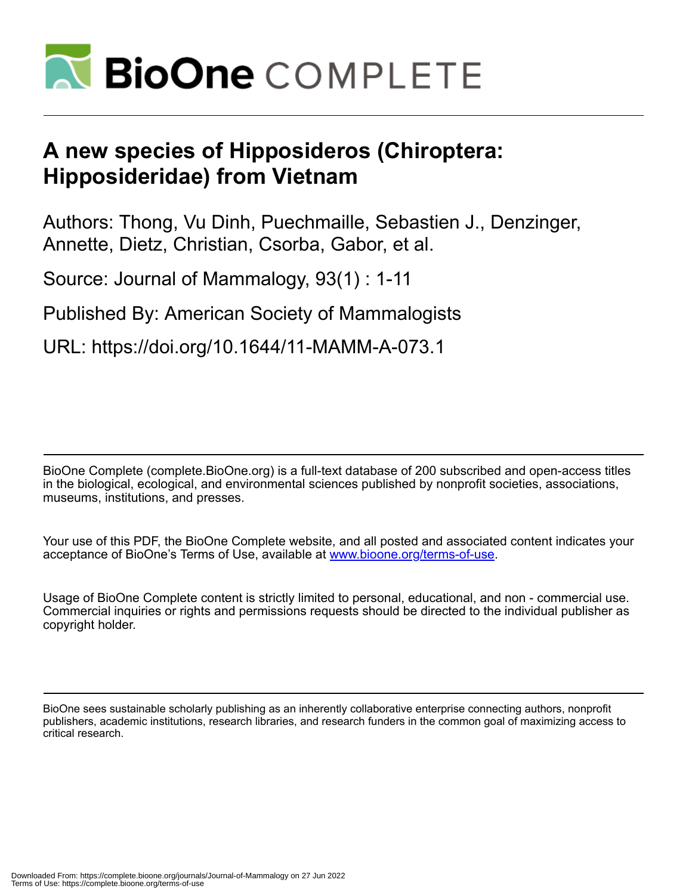# A new species of Hipposideros (Chiroptera: Hipposideridae) from Vietnam

Authors: Thong, Vu Dinh, Puechmaille, Sebastien J., Denzinger, Annette, Dietz, Christian, Csorba, Gabor, et al.

Source: Journal of Mammalogy, 93(1) : 1-11

Published By: American Society of Mammalogists

URL: https://doi.org/10.1644/11-MAMM-A-073.1

BioOne Complete (complete.BioOne.org) is a full-text database of 200 subscribed and open-access titles in the biological, ecological, and environmental sciences published by nonprofit societies, associations, museums, institutions, and presses.

Your use of this PDF, the BioOne Complete website, and all posted and associated content indicates your acceptance of BioOne's Terms of Use, available at www.bioone.org/terms-of-use.

Usage of BioOne Complete content is strictly limited to personal, educational, and non - commercial use. Commercial inquiries or rights and permissions requests should be directed to the individual publisher as copyright holder.

BioOne sees sustainable scholarly publishing as an inherently collaborative enterprise connecting authors, nonprofit publishers, academic institutions, research libraries, and research funders in the common goal of maximizing access to critical research.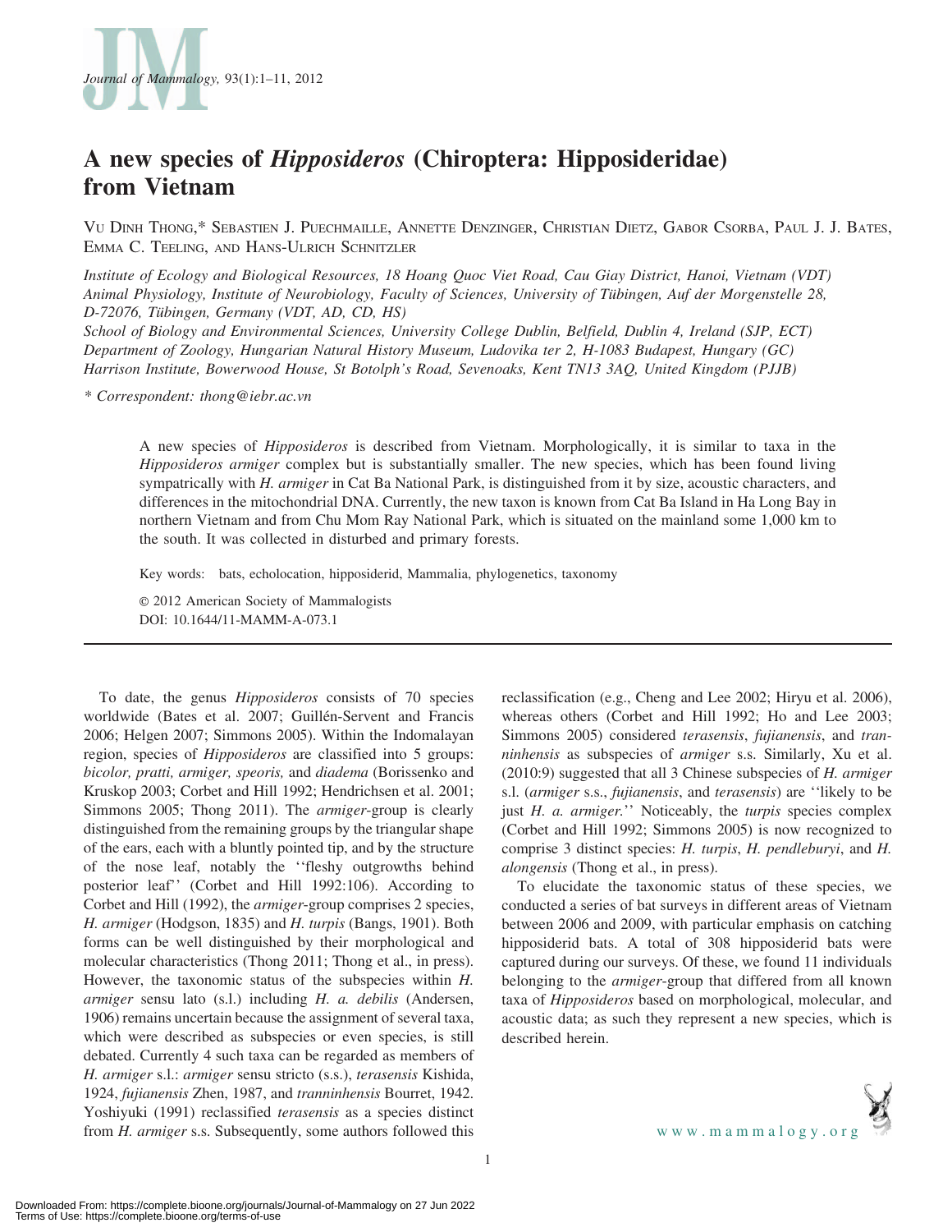# A new species of *Hipposideros* (Chiroptera: Hipposideridae) from Vietnam

Vu Dinh Thong,* Sebastien J. Puechmaille, Annette Denzinger, Christian Dietz, Gabor Csorba, Paul J. J. Bates, Emma C. Teeling, and Hans-Ulrich Schnitzler

*Institute of Ecology and Biological Resources, 18 Hoang Quoc Viet Road, Cau Giay District, Hanoi, Vietnam (VDT)*
*Animal Physiology, Institute of Neurobiology, Faculty of Sciences, University of Tübingen, Auf der Morgenstelle 28, D-72076, Tübingen, Germany (VDT, AD, CD, HS)*
*School of Biology and Environmental Sciences, University College Dublin, Belfield, Dublin 4, Ireland (SJP, ECT)*
*Department of Zoology, Hungarian Natural History Museum, Ludovika ter 2, H-1083 Budapest, Hungary (GC)*
*Harrison Institute, Bowerwood House, St Botolph's Road, Sevenoaks, Kent TN13 3AQ, United Kingdom (PJJB)*

\* *Correspondent: thong@iebr.ac.vn*

A new species of *Hipposideros* is described from Vietnam. Morphologically, it is similar to taxa in the *Hipposideros armiger* complex but is substantially smaller. The new species, which has been found living sympatrically with *H. armiger* in Cat Ba National Park, is distinguished from it by size, acoustic characters, and differences in the mitochondrial DNA. Currently, the new taxon is known from Cat Ba Island in Ha Long Bay in northern Vietnam and from Chu Mom Ray National Park, which is situated on the mainland some 1,000 km to the south. It was collected in disturbed and primary forests.

Key words: bats, echolocation, hipposiderid, Mammalia, phylogenetics, taxonomy

© 2012 American Society of Mammalogists
DOI: 10.1644/11-MAMM-A-073.1

To date, the genus *Hipposideros* consists of 70 species worldwide (Bates et al. 2007; Guillén-Servent and Francis 2006; Helgen 2007; Simmons 2005). Within the Indomalayan region, species of *Hipposideros* are classified into 5 groups: *bicolor, pratti, armiger, speoris,* and *diadema* (Borissenko and Kruskop 2003; Corbet and Hill 1992; Hendrichsen et al. 2001; Simmons 2005; Thong 2011). The *armiger*-group is clearly distinguished from the remaining groups by the triangular shape of the ears, each with a bluntly pointed tip, and by the structure of the nose leaf, notably the ''fleshy outgrowths behind posterior leaf'' (Corbet and Hill 1992:106). According to Corbet and Hill (1992), the *armiger*-group comprises 2 species, *H. armiger* (Hodgson, 1835) and *H. turpis* (Bangs, 1901). Both forms can be well distinguished by their morphological and molecular characteristics (Thong 2011; Thong et al., in press). However, the taxonomic status of the subspecies within *H. armiger* sensu lato (s.l.) including *H. a. debilis* (Andersen, 1906) remains uncertain because the assignment of several taxa, which were described as subspecies or even species, is still debated. Currently 4 such taxa can be regarded as members of *H. armiger* s.l.: *armiger* sensu stricto (s.s.), *terasensis* Kishida, 1924, *fujianensis* Zhen, 1987, and *tranninhensis* Bourret, 1942. Yoshiyuki (1991) reclassified *terasensis* as a species distinct from *H. armiger* s.s. Subsequently, some authors followed this reclassification (e.g., Cheng and Lee 2002; Hiryu et al. 2006), whereas others (Corbet and Hill 1992; Ho and Lee 2003; Simmons 2005) considered *terasensis*, *fujianensis*, and *tranninhensis* as subspecies of *armiger* s.s. Similarly, Xu et al. (2010:9) suggested that all 3 Chinese subspecies of *H. armiger* s.l. (*armiger* s.s., *fujianensis*, and *terasensis*) are ''likely to be just *H. a. armiger*.'' Noticeably, the *turpis* species complex (Corbet and Hill 1992; Simmons 2005) is now recognized to comprise 3 distinct species: *H. turpis*, *H. pendleburyi*, and *H. alongensis* (Thong et al., in press).

To elucidate the taxonomic status of these species, we conducted a series of bat surveys in different areas of Vietnam between 2006 and 2009, with particular emphasis on catching hipposiderid bats. A total of 308 hipposiderid bats were captured during our surveys. Of these, we found 11 individuals belonging to the *armiger*-group that differed from all known taxa of *Hipposideros* based on morphological, molecular, and acoustic data; as such they represent a new species, which is described herein.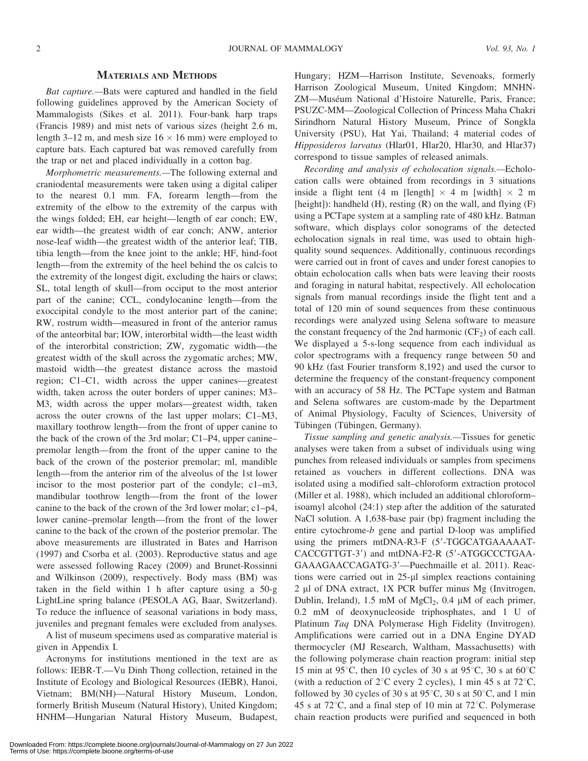## Materials and Methods

*Bat capture.*—Bats were captured and handled in the field following guidelines approved by the American Society of Mammalogists (Sikes et al. 2011). Four-bank harp traps (Francis 1989) and mist nets of various sizes (height 2.6 m, length 3–12 m, and mesh size 16 × 16 mm) were employed to capture bats. Each captured bat was removed carefully from the trap or net and placed individually in a cotton bag.

*Morphometric measurements.*—The following external and craniodental measurements were taken using a digital caliper to the nearest 0.1 mm. FA, forearm length—from the extremity of the elbow to the extremity of the carpus with the wings folded; EH, ear height—length of ear conch; EW, ear width—the greatest width of ear conch; ANW, anterior nose-leaf width—the greatest width of the anterior leaf; TIB, tibia length—from the knee joint to the ankle; HF, hind-foot length—from the extremity of the heel behind the os calcis to the extremity of the longest digit, excluding the hairs or claws; SL, total length of skull—from occiput to the most anterior part of the canine; CCL, condylocanine length—from the exoccipital condyle to the most anterior part of the canine; RW, rostrum width—measured in front of the anterior ramus of the anteorbital bar; IOW, interorbital width—the least width of the interorbital constriction; ZW, zygomatic width—the greatest width of the skull across the zygomatic arches; MW, mastoid width—the greatest distance across the mastoid region; C1–C1, width across the upper canines—greatest width, taken across the outer borders of upper canines; M3–M3, width across the upper molars—greatest width, taken across the outer crowns of the last upper molars; C1–M3, maxillary toothrow length—from the front of upper canine to the back of the crown of the 3rd molar; C1–P4, upper canine–premolar length—from the front of the upper canine to the back of the crown of the posterior premolar; ml, mandible length—from the anterior rim of the alveolus of the 1st lower incisor to the most posterior part of the condyle; c1–m3, mandibular toothrow length—from the front of the lower canine to the back of the crown of the 3rd lower molar; c1–p4, lower canine–premolar length—from the front of the lower canine to the back of the crown of the posterior premolar. The above measurements are illustrated in Bates and Harrison (1997) and Csorba et al. (2003). Reproductive status and age were assessed following Racey (2009) and Brunet-Rossinni and Wilkinson (2009), respectively. Body mass (BM) was taken in the field within 1 h after capture using a 50-g LightLine spring balance (PESOLA AG, Baar, Switzerland). To reduce the influence of seasonal variations in body mass, juveniles and pregnant females were excluded from analyses.

A list of museum specimens used as comparative material is given in Appendix I.

Acronyms for institutions mentioned in the text are as follows: IEBR-T.—Vu Dinh Thong collection, retained in the Institute of Ecology and Biological Resources (IEBR), Hanoi, Vietnam; BM(NH)—Natural History Museum, London, formerly British Museum (Natural History), United Kingdom; HNHM—Hungarian Natural History Museum, Budapest, Hungary; HZM—Harrison Institute, Sevenoaks, formerly Harrison Zoological Museum, United Kingdom; MNHN-ZM—Muséum National d'Histoire Naturelle, Paris, France; PSUZC-MM—Zoological Collection of Princess Maha Chakri Sirindhorn Natural History Museum, Prince of Songkla University (PSU), Hat Yai, Thailand; 4 material codes of *Hipposideros larvatus* (Hlar01, Hlar20, Hlar30, and Hlar37) correspond to tissue samples of released animals.

*Recording and analysis of echolocation signals.*—Echolocation calls were obtained from recordings in 3 situations inside a flight tent (4 m [length] × 4 m [width] × 2 m [height]): handheld (H), resting (R) on the wall, and flying (F) using a PCTape system at a sampling rate of 480 kHz. Batman software, which displays color sonograms of the detected echolocation signals in real time, was used to obtain high-quality sound sequences. Additionally, continuous recordings were carried out in front of caves and under forest canopies to obtain echolocation calls when bats were leaving their roosts and foraging in natural habitat, respectively. All echolocation signals from manual recordings inside the flight tent and a total of 120 min of sound sequences from these continuous recordings were analyzed using Selena software to measure the constant frequency of the 2nd harmonic ($CF_2$) of each call. We displayed a 5-s-long sequence from each individual as color spectrograms with a frequency range between 50 and 90 kHz (fast Fourier transform 8,192) and used the cursor to determine the frequency of the constant-frequency component with an accuracy of 58 Hz. The PCTape system and Batman and Selena softwares are custom-made by the Department of Animal Physiology, Faculty of Sciences, University of Tübingen (Tübingen, Germany).

*Tissue sampling and genetic analysis.*—Tissues for genetic analyses were taken from a subset of individuals using wing punches from released individuals or samples from specimens retained as vouchers in different collections. DNA was isolated using a modified salt–chloroform extraction protocol (Miller et al. 1988), which included an additional chloroform–isoamyl alcohol (24:1) step after the addition of the saturated NaCl solution. A 1,638-base pair (bp) fragment including the entire cytochrome-*b* gene and partial D-loop was amplified using the primers mtDNA-R3-F (5′-TGGCATGAAAAAT-CACCGTTGT-3′) and mtDNA-F2-R (5′-ATGGCCCTGAA-GAAAGAACCAGATG-3′—Puechmaille et al. 2011). Reactions were carried out in 25-μl simplex reactions containing 2 μl of DNA extract, 1X PCR buffer minus Mg (Invitrogen, Dublin, Ireland), 1.5 mM of $MgCl_2$, 0.4 μM of each primer, 0.2 mM of deoxynucleoside triphosphates, and 1 U of Platinum *Taq* DNA Polymerase High Fidelity (Invitrogen). Amplifications were carried out in a DNA Engine DYAD thermocycler (MJ Research, Waltham, Massachusetts) with the following polymerase chain reaction program: initial step 15 min at 95°C, then 10 cycles of 30 s at 95°C, 30 s at 60°C (with a reduction of 2°C every 2 cycles), 1 min 45 s at 72°C, followed by 30 cycles of 30 s at 95°C, 30 s at 50°C, and 1 min 45 s at 72°C, and a final step of 10 min at 72°C. Polymerase chain reaction products were purified and sequenced in both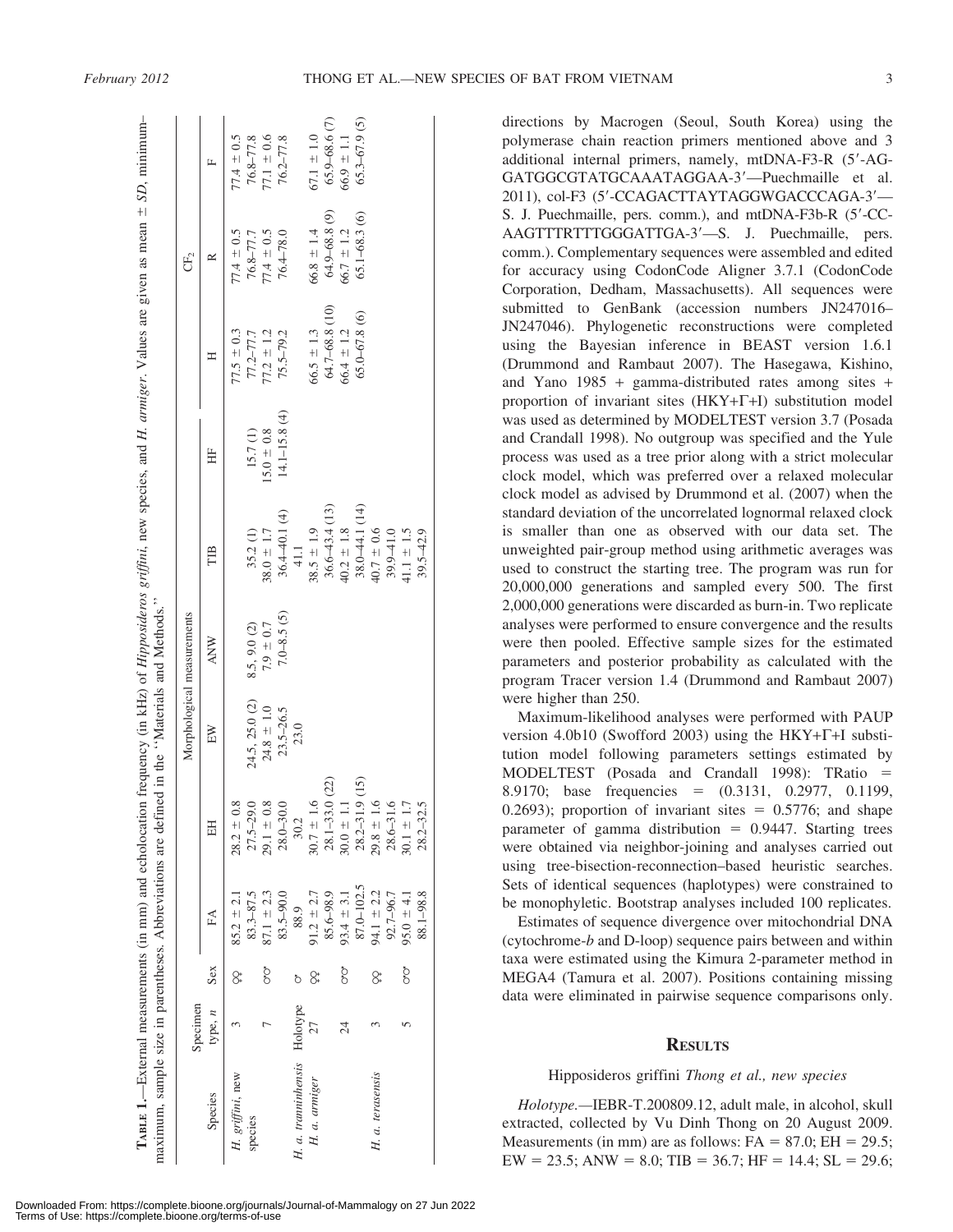**TABLE 1.**—External measurements (in mm) and echolocation frequency (in kHz) of *Hipposideros griffini*, new species, and *H. armiger*. Values are given as mean ± *SD*, minimum–maximum, sample size in parentheses. Abbreviations are defined in the "Materials and Methods."

| Species | Specimen type, *n* | Sex | Morphological measurements | | | | | | $CF_2$ | | |
|---|---|---|---|---|---|---|---|---|---|---|---|
| | | | FA | EH | EW | ANW | TIB | HF | H | R | F |
| *H. griffini*, new species | 3 | ♀♀ | 85.2 ± 2.1 | 28.2 ± 0.8 | 24.5, 25.0 (2) | 8.5, 9.0 (2) | 35.2 (1) | 15.7 (1) | 77.5 ± 0.3 | 77.4 ± 0.5 | 77.4 ± 0.5 |
| | | | 83.3–87.5 | 27.5–29.0 | | | | | 77.2–77.7 | 76.8–77.7 | 76.8–77.8 |
| | 7 | ♂♂ | 87.1 ± 2.3 | 29.1 ± 0.8 | 24.8 ± 1.0 | 7.9 ± 0.7 | 38.0 ± 1.7 | 15.0 ± 0.8 | 77.2 ± 1.2 | 77.4 ± 0.5 | 77.1 ± 0.6 |
| | | | 83.5–90.0 | 28.0–30.0 | 23.5–26.5 | 7.0–8.5 (5) | 36.4–40.1 (4) | 14.1–15.8 (4) | 75.5–79.2 | 76.4–78.0 | 76.2–77.8 |
| *H. a. tranninhensis* | Holotype | ♂ | 88.9 | 30.2 | 23.0 | | 41.1 | | | | |
| *H. a. armiger* | 27 | ♀♀ | 91.2 ± 2.7 | 30.7 ± 1.6 | | | 38.5 ± 1.9 | | 66.5 ± 1.3 | 66.8 ± 1.4 | 67.1 ± 1.0 |
| | | | 85.6–98.9 | 28.1–33.0 (22) | | | 36.6–43.4 (13) | | 64.7–68.8 (10) | 64.9–68.8 (9) | 65.9–68.6 (7) |
| | 24 | ♂♂ | 93.4 ± 3.1 | 30.0 ± 1.1 | | | 40.2 ± 1.8 | | 66.4 ± 1.2 | 66.7 ± 1.2 | 66.9 ± 1.1 |
| | | | 87.0–102.5 | 28.2–31.9 (15) | | | 38.0–44.1 (14) | | 65.0–67.8 (6) | 65.1–68.3 (6) | 65.3–67.9 (5) |
| *H. a. terasensis* | 3 | ♀♀ | 94.1 ± 2.2 | 29.8 ± 1.6 | | | 40.7 ± 0.6 | | | | |
| | | | 92.7–96.7 | 28.6–31.6 | | | 39.9–41.0 | | | | |
| | 5 | ♂♂ | 95.0 ± 4.1 | 30.1 ± 1.7 | | | 41.1 ± 1.5 | | | | |
| | | | 88.1–98.8 | 28.2–32.5 | | | 39.5–42.9 | | | | |

directions by Macrogen (Seoul, South Korea) using the polymerase chain reaction primers mentioned above and 3 additional internal primers, namely, mtDNA-F3-R (5′-AGGATGGCGTATGCAAATAGGAA-3′—Puechmaille et al. 2011), col-F3 (5′-CCAGACTTAYTAGGWGACCCAGA-3′—S. J. Puechmaille, pers. comm.), and mtDNA-F3b-R (5′-CCAAGTTTRTTTGGGATTGA-3′—S. J. Puechmaille, pers. comm.). Complementary sequences were assembled and edited for accuracy using CodonCode Aligner 3.7.1 (CodonCode Corporation, Dedham, Massachusetts). All sequences were submitted to GenBank (accession numbers JN247016–JN247046). Phylogenetic reconstructions were completed using the Bayesian inference in BEAST version 1.6.1 (Drummond and Rambaut 2007). The Hasegawa, Kishino, and Yano 1985 + gamma-distributed rates among sites + proportion of invariant sites (HKY+Γ+I) substitution model was used as determined by MODELTEST version 3.7 (Posada and Crandall 1998). No outgroup was specified and the Yule process was used as a tree prior along with a strict molecular clock model, which was preferred over a relaxed molecular clock model as advised by Drummond et al. (2007) when the standard deviation of the uncorrelated lognormal relaxed clock is smaller than one as observed with our data set. The unweighted pair-group method using arithmetic averages was used to construct the starting tree. The program was run for 20,000,000 generations and sampled every 500. The first 2,000,000 generations were discarded as burn-in. Two replicate analyses were performed to ensure convergence and the results were then pooled. Effective sample sizes for the estimated parameters and posterior probability as calculated with the program Tracer version 1.4 (Drummond and Rambaut 2007) were higher than 250.

Maximum-likelihood analyses were performed with PAUP version 4.0b10 (Swofford 2003) using the HKY+Γ+I substitution model following parameters settings estimated by MODELTEST (Posada and Crandall 1998): TRatio = 8.9170; base frequencies = (0.3131, 0.2977, 0.1199, 0.2693); proportion of invariant sites = 0.5776; and shape parameter of gamma distribution = 0.9447. Starting trees were obtained via neighbor-joining and analyses carried out using tree-bisection-reconnection–based heuristic searches. Sets of identical sequences (haplotypes) were constrained to be monophyletic. Bootstrap analyses included 100 replicates.

Estimates of sequence divergence over mitochondrial DNA (cytochrome-*b* and D-loop) sequence pairs between and within taxa were estimated using the Kimura 2-parameter method in MEGA4 (Tamura et al. 2007). Positions containing missing data were eliminated in pairwise sequence comparisons only.

## RESULTS

### Hipposideros griffini *Thong et al., new species*

*Holotype.*—IEBR-T.200809.12, adult male, in alcohol, skull extracted, collected by Vu Dinh Thong on 20 August 2009. Measurements (in mm) are as follows: FA = 87.0; EH = 29.5; EW = 23.5; ANW = 8.0; TIB = 36.7; HF = 14.4; SL = 29.6;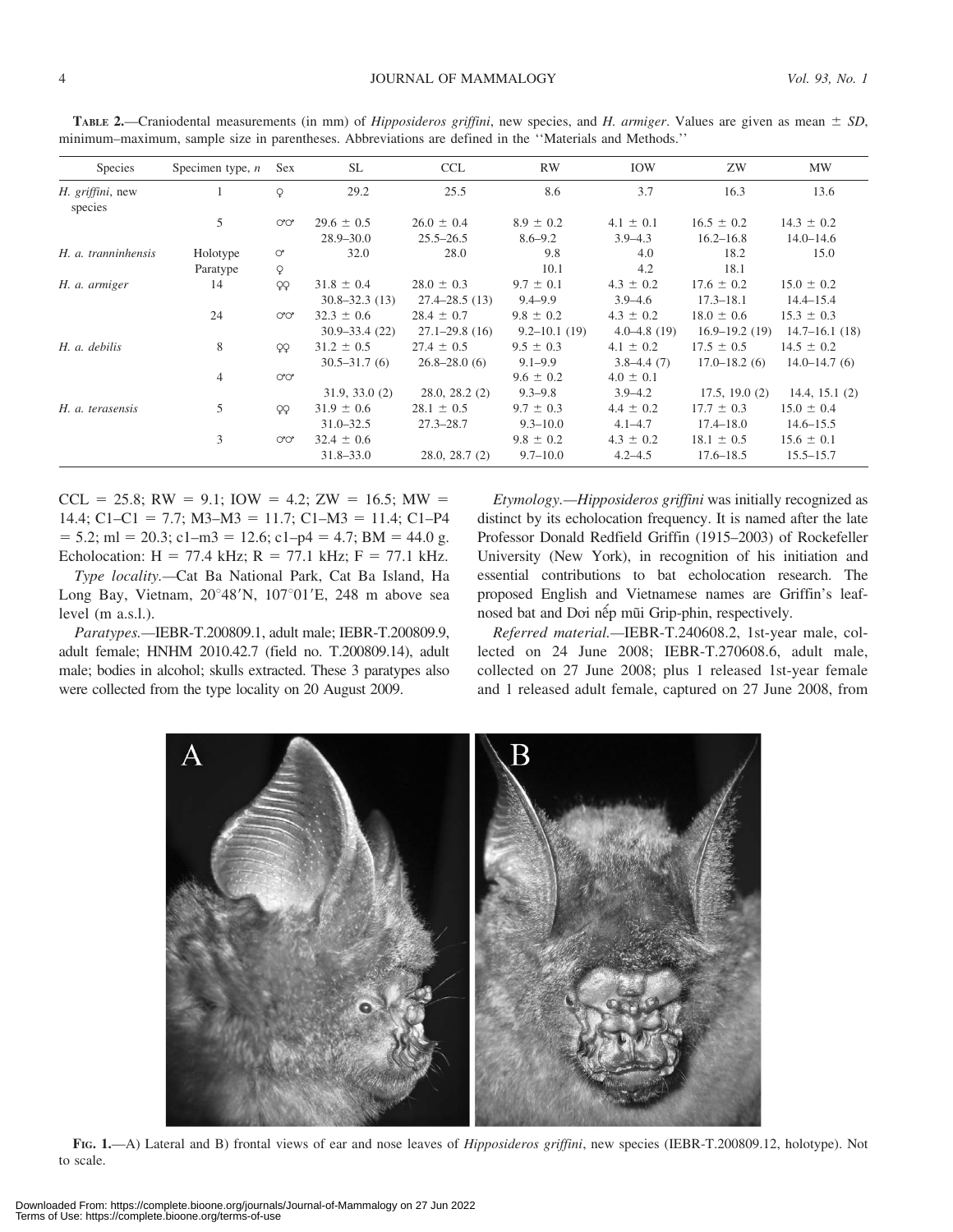**TABLE 2.**—Craniodental measurements (in mm) of *Hipposideros griffini*, new species, and *H. armiger*. Values are given as mean ± *SD*, minimum–maximum, sample size in parentheses. Abbreviations are defined in the ''Materials and Methods.''

| Species | Specimen type, *n* | Sex | SL | CCL | RW | IOW | ZW | MW |
|---|---|---|---|---|---|---|---|---|
| *H. griffini*, new species | 1 | ♀ | 29.2 | 25.5 | 8.6 | 3.7 | 16.3 | 13.6 |
| | 5 | ♂♂ | 29.6 ± 0.5 | 26.0 ± 0.4 | 8.9 ± 0.2 | 4.1 ± 0.1 | 16.5 ± 0.2 | 14.3 ± 0.2 |
| | | | 28.9–30.0 | 25.5–26.5 | 8.6–9.2 | 3.9–4.3 | 16.2–16.8 | 14.0–14.6 |
| *H. a. tranninhensis* | Holotype | ♂ | 32.0 | 28.0 | 9.8 | 4.0 | 18.2 | 15.0 |
| | Paratype | ♀ | | | 10.1 | 4.2 | 18.1 | |
| *H. a. armiger* | 14 | ♀♀ | 31.8 ± 0.4 | 28.0 ± 0.3 | 9.7 ± 0.1 | 4.3 ± 0.2 | 17.6 ± 0.2 | 15.0 ± 0.2 |
| | | | 30.8–32.3 (13) | 27.4–28.5 (13) | 9.4–9.9 | 3.9–4.6 | 17.3–18.1 | 14.4–15.4 |
| | 24 | ♂♂ | 32.3 ± 0.6 | 28.4 ± 0.7 | 9.8 ± 0.2 | 4.3 ± 0.2 | 18.0 ± 0.6 | 15.3 ± 0.3 |
| | | | 30.9–33.4 (22) | 27.1–29.8 (16) | 9.2–10.1 (19) | 4.0–4.8 (19) | 16.9–19.2 (19) | 14.7–16.1 (18) |
| *H. a. debilis* | 8 | ♀♀ | 31.2 ± 0.5 | 27.4 ± 0.5 | 9.5 ± 0.3 | 4.1 ± 0.2 | 17.5 ± 0.5 | 14.5 ± 0.2 |
| | | | 30.5–31.7 (6) | 26.8–28.0 (6) | 9.1–9.9 | 3.8–4.4 (7) | 17.0–18.2 (6) | 14.0–14.7 (6) |
| | 4 | ♂♂ | | | 9.6 ± 0.2 | 4.0 ± 0.1 | | |
| | | | 31.9, 33.0 (2) | 28.0, 28.2 (2) | 9.3–9.8 | 3.9–4.2 | 17.5, 19.0 (2) | 14.4, 15.1 (2) |
| *H. a. terasensis* | 5 | ♀♀ | 31.9 ± 0.6 | 28.1 ± 0.5 | 9.7 ± 0.3 | 4.4 ± 0.2 | 17.7 ± 0.3 | 15.0 ± 0.4 |
| | | | 31.0–32.5 | 27.3–28.7 | 9.3–10.0 | 4.1–4.7 | 17.4–18.0 | 14.6–15.5 |
| | 3 | ♂♂ | 32.4 ± 0.6 | | 9.8 ± 0.2 | 4.3 ± 0.2 | 18.1 ± 0.5 | 15.6 ± 0.1 |
| | | | 31.8–33.0 | 28.0, 28.7 (2) | 9.7–10.0 | 4.2–4.5 | 17.6–18.5 | 15.5–15.7 |

CCL = 25.8; RW = 9.1; IOW = 4.2; ZW = 16.5; MW = 14.4; C1–C1 = 7.7; M3–M3 = 11.7; C1–M3 = 11.4; C1–P4 = 5.2; ml = 20.3; c1–m3 = 12.6; c1–p4 = 4.7; BM = 44.0 g. Echolocation: H = 77.4 kHz; R = 77.1 kHz; F = 77.1 kHz.

*Type locality.*—Cat Ba National Park, Cat Ba Island, Ha Long Bay, Vietnam, 20°48′N, 107°01′E, 248 m above sea level (m a.s.l.).

*Paratypes.*—IEBR-T.200809.1, adult male; IEBR-T.200809.9, adult female; HNHM 2010.42.7 (field no. T.200809.14), adult male; bodies in alcohol; skulls extracted. These 3 paratypes also were collected from the type locality on 20 August 2009.

*Etymology.*—*Hipposideros griffini* was initially recognized as distinct by its echolocation frequency. It is named after the late Professor Donald Redfield Griffin (1915–2003) of Rockefeller University (New York), in recognition of his initiation and essential contributions to bat echolocation research. The proposed English and Vietnamese names are Griffin's leaf-nosed bat and Dơi nếp mũi Grip-phin, respectively.

*Referred material.*—IEBR-T.240608.2, 1st-year male, collected on 24 June 2008; IEBR-T.270608.6, adult male, collected on 27 June 2008; plus 1 released 1st-year female and 1 released adult female, captured on 27 June 2008, from

**FIG. 1.**—A) Lateral and B) frontal views of ear and nose leaves of *Hipposideros griffini*, new species (IEBR-T.200809.12, holotype). Not to scale.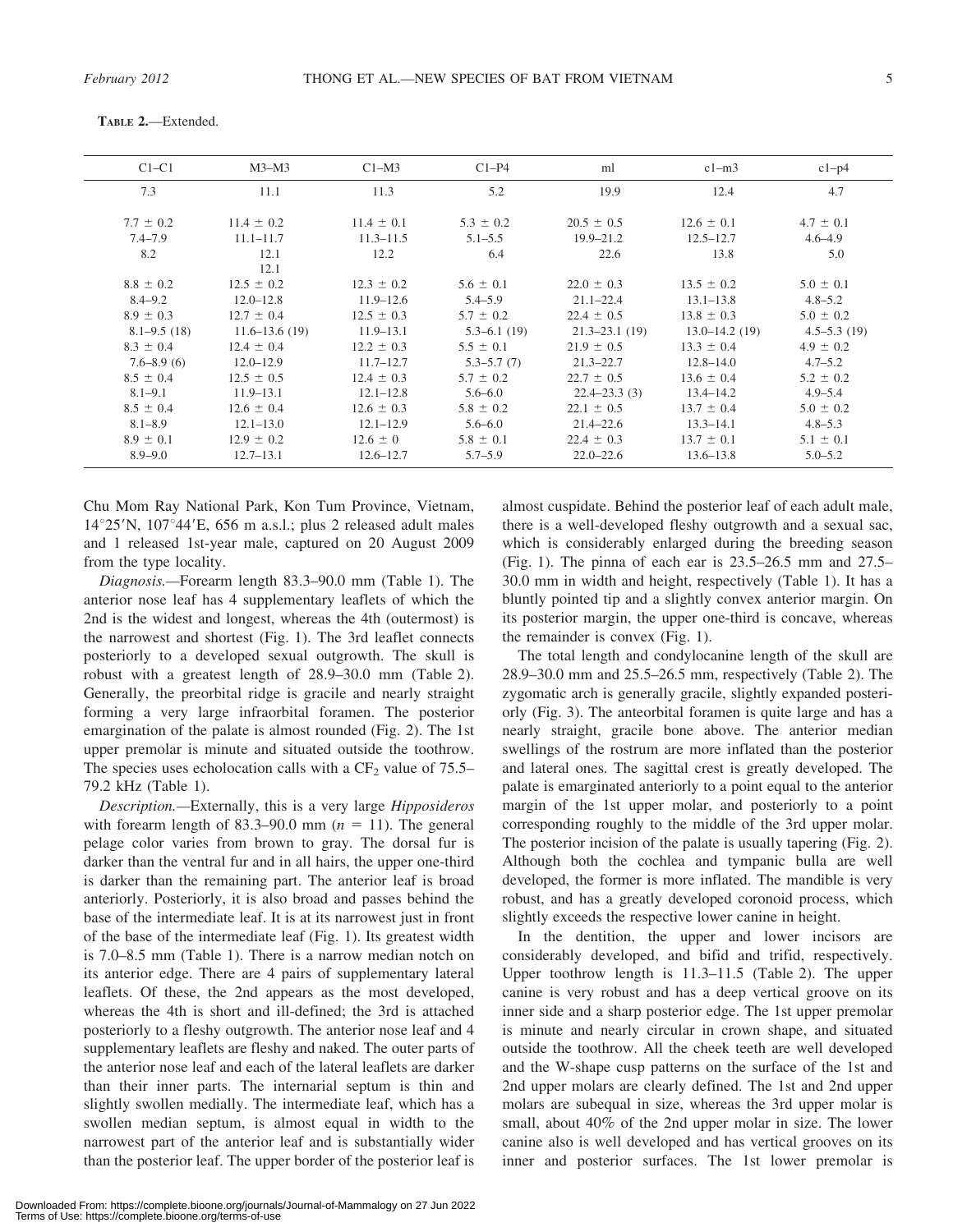**Table 2.**—Extended.

| C1–C1 | M3–M3 | C1–M3 | C1–P4 | ml | c1–m3 | c1–p4 |
|---|---|---|---|---|---|---|
| 7.3 | 11.1 | 11.3 | 5.2 | 19.9 | 12.4 | 4.7 |
| 7.7 ± 0.2 | 11.4 ± 0.2 | 11.4 ± 0.1 | 5.3 ± 0.2 | 20.5 ± 0.5 | 12.6 ± 0.1 | 4.7 ± 0.1 |
| 7.4–7.9 | 11.1–11.7 | 11.3–11.5 | 5.1–5.5 | 19.9–21.2 | 12.5–12.7 | 4.6–4.9 |
| 8.2 | 12.1 | 12.2 | 6.4 | 22.6 | 13.8 | 5.0 |
| | 12.1 | | | | | |
| 8.8 ± 0.2 | 12.5 ± 0.2 | 12.3 ± 0.2 | 5.6 ± 0.1 | 22.0 ± 0.3 | 13.5 ± 0.2 | 5.0 ± 0.1 |
| 8.4–9.2 | 12.0–12.8 | 11.9–12.6 | 5.4–5.9 | 21.1–22.4 | 13.1–13.8 | 4.8–5.2 |
| 8.9 ± 0.3 | 12.7 ± 0.4 | 12.5 ± 0.3 | 5.7 ± 0.2 | 22.4 ± 0.5 | 13.8 ± 0.3 | 5.0 ± 0.2 |
| 8.1–9.5 (18) | 11.6–13.6 (19) | 11.9–13.1 | 5.3–6.1 (19) | 21.3–23.1 (19) | 13.0–14.2 (19) | 4.5–5.3 (19) |
| 8.3 ± 0.4 | 12.4 ± 0.4 | 12.2 ± 0.3 | 5.5 ± 0.1 | 21.9 ± 0.5 | 13.3 ± 0.4 | 4.9 ± 0.2 |
| 7.6–8.9 (6) | 12.0–12.9 | 11.7–12.7 | 5.3–5.7 (7) | 21.3–22.7 | 12.8–14.0 | 4.7–5.2 |
| 8.5 ± 0.4 | 12.5 ± 0.5 | 12.4 ± 0.3 | 5.7 ± 0.2 | 22.7 ± 0.5 | 13.6 ± 0.4 | 5.2 ± 0.2 |
| 8.1–9.1 | 11.9–13.1 | 12.1–12.8 | 5.6–6.0 | 22.4–23.3 (3) | 13.4–14.2 | 4.9–5.4 |
| 8.5 ± 0.4 | 12.6 ± 0.4 | 12.6 ± 0.3 | 5.8 ± 0.2 | 22.1 ± 0.5 | 13.7 ± 0.4 | 5.0 ± 0.2 |
| 8.1–8.9 | 12.1–13.0 | 12.1–12.9 | 5.6–6.0 | 21.4–22.6 | 13.3–14.1 | 4.8–5.3 |
| 8.9 ± 0.1 | 12.9 ± 0.2 | 12.6 ± 0 | 5.8 ± 0.1 | 22.4 ± 0.3 | 13.7 ± 0.1 | 5.1 ± 0.1 |
| 8.9–9.0 | 12.7–13.1 | 12.6–12.7 | 5.7–5.9 | 22.0–22.6 | 13.6–13.8 | 5.0–5.2 |

Chu Mom Ray National Park, Kon Tum Province, Vietnam, 14°25′N, 107°44′E, 656 m a.s.l.; plus 2 released adult males and 1 released 1st-year male, captured on 20 August 2009 from the type locality.

*Diagnosis.*—Forearm length 83.3–90.0 mm (Table 1). The anterior nose leaf has 4 supplementary leaflets of which the 2nd is the widest and longest, whereas the 4th (outermost) is the narrowest and shortest (Fig. 1). The 3rd leaflet connects posteriorly to a developed sexual outgrowth. The skull is robust with a greatest length of 28.9–30.0 mm (Table 2). Generally, the preorbital ridge is gracile and nearly straight forming a very large infraorbital foramen. The posterior emargination of the palate is almost rounded (Fig. 2). The 1st upper premolar is minute and situated outside the toothrow. The species uses echolocation calls with a $CF_2$ value of 75.5–79.2 kHz (Table 1).

*Description.*—Externally, this is a very large *Hipposideros* with forearm length of 83.3–90.0 mm ($n = 11$). The general pelage color varies from brown to gray. The dorsal fur is darker than the ventral fur and in all hairs, the upper one-third is darker than the remaining part. The anterior leaf is broad anteriorly. Posteriorly, it is also broad and passes behind the base of the intermediate leaf. It is at its narrowest just in front of the base of the intermediate leaf (Fig. 1). Its greatest width is 7.0–8.5 mm (Table 1). There is a narrow median notch on its anterior edge. There are 4 pairs of supplementary lateral leaflets. Of these, the 2nd appears as the most developed, whereas the 4th is short and ill-defined; the 3rd is attached posteriorly to a fleshy outgrowth. The anterior nose leaf and 4 supplementary leaflets are fleshy and naked. The outer parts of the anterior nose leaf and each of the lateral leaflets are darker than their inner parts. The internarial septum is thin and slightly swollen medially. The intermediate leaf, which has a swollen median septum, is almost equal in width to the narrowest part of the anterior leaf and is substantially wider than the posterior leaf. The upper border of the posterior leaf is almost cuspidate. Behind the posterior leaf of each adult male, there is a well-developed fleshy outgrowth and a sexual sac, which is considerably enlarged during the breeding season (Fig. 1). The pinna of each ear is 23.5–26.5 mm and 27.5–30.0 mm in width and height, respectively (Table 1). It has a bluntly pointed tip and a slightly convex anterior margin. On its posterior margin, the upper one-third is concave, whereas the remainder is convex (Fig. 1).

The total length and condylocanine length of the skull are 28.9–30.0 mm and 25.5–26.5 mm, respectively (Table 2). The zygomatic arch is generally gracile, slightly expanded posteriorly (Fig. 3). The anteorbital foramen is quite large and has a nearly straight, gracile bone above. The anterior median swellings of the rostrum are more inflated than the posterior and lateral ones. The sagittal crest is greatly developed. The palate is emarginated anteriorly to a point equal to the anterior margin of the 1st upper molar, and posteriorly to a point corresponding roughly to the middle of the 3rd upper molar. The posterior incision of the palate is usually tapering (Fig. 2). Although both the cochlea and tympanic bulla are well developed, the former is more inflated. The mandible is very robust, and has a greatly developed coronoid process, which slightly exceeds the respective lower canine in height.

In the dentition, the upper and lower incisors are considerably developed, and bifid and trifid, respectively. Upper toothrow length is 11.3–11.5 (Table 2). The upper canine is very robust and has a deep vertical groove on its inner side and a sharp posterior edge. The 1st upper premolar is minute and nearly circular in crown shape, and situated outside the toothrow. All the cheek teeth are well developed and the W-shape cusp patterns on the surface of the 1st and 2nd upper molars are clearly defined. The 1st and 2nd upper molars are subequal in size, whereas the 3rd upper molar is small, about 40% of the 2nd upper molar in size. The lower canine also is well developed and has vertical grooves on its inner and posterior surfaces. The 1st lower premolar is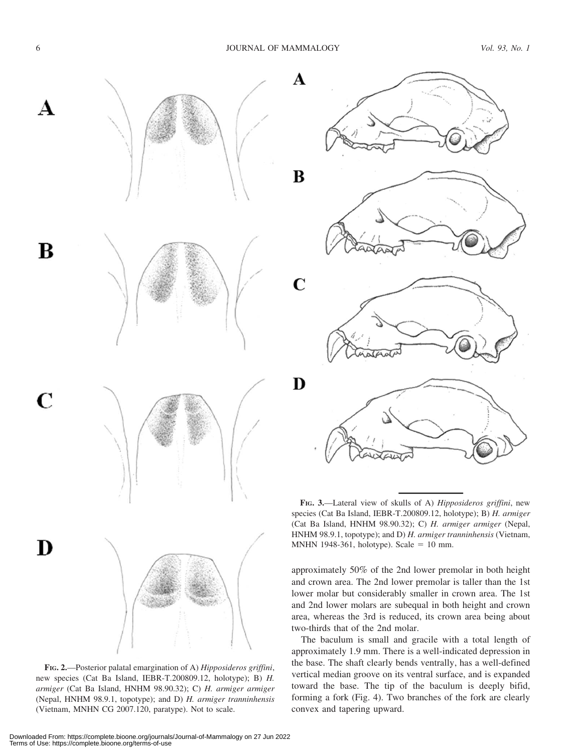**Fig. 2.**—Posterior palatal emargination of A) *Hipposideros griffini*, new species (Cat Ba Island, IEBR-T.200809.12, holotype); B) *H. armiger* (Cat Ba Island, HNHM 98.90.32); C) *H. armiger armiger* (Nepal, HNHM 98.9.1, topotype); and D) *H. armiger tranninhensis* (Vietnam, MNHN CG 2007.120, paratype). Not to scale.

**Fig. 3.**—Lateral view of skulls of A) *Hipposideros griffini*, new species (Cat Ba Island, IEBR-T.200809.12, holotype); B) *H. armiger* (Cat Ba Island, HNHM 98.90.32); C) *H. armiger armiger* (Nepal, HNHM 98.9.1, topotype); and D) *H. armiger tranninhensis* (Vietnam, MNHN 1948-361, holotype). Scale = 10 mm.

approximately 50% of the 2nd lower premolar in both height and crown area. The 2nd lower premolar is taller than the 1st lower molar but considerably smaller in crown area. The 1st and 2nd lower molars are subequal in both height and crown area, whereas the 3rd is reduced, its crown area being about two-thirds that of the 2nd molar.

The baculum is small and gracile with a total length of approximately 1.9 mm. There is a well-indicated depression in the base. The shaft clearly bends ventrally, has a well-defined vertical median groove on its ventral surface, and is expanded toward the base. The tip of the baculum is deeply bifid, forming a fork (Fig. 4). Two branches of the fork are clearly convex and tapering upward.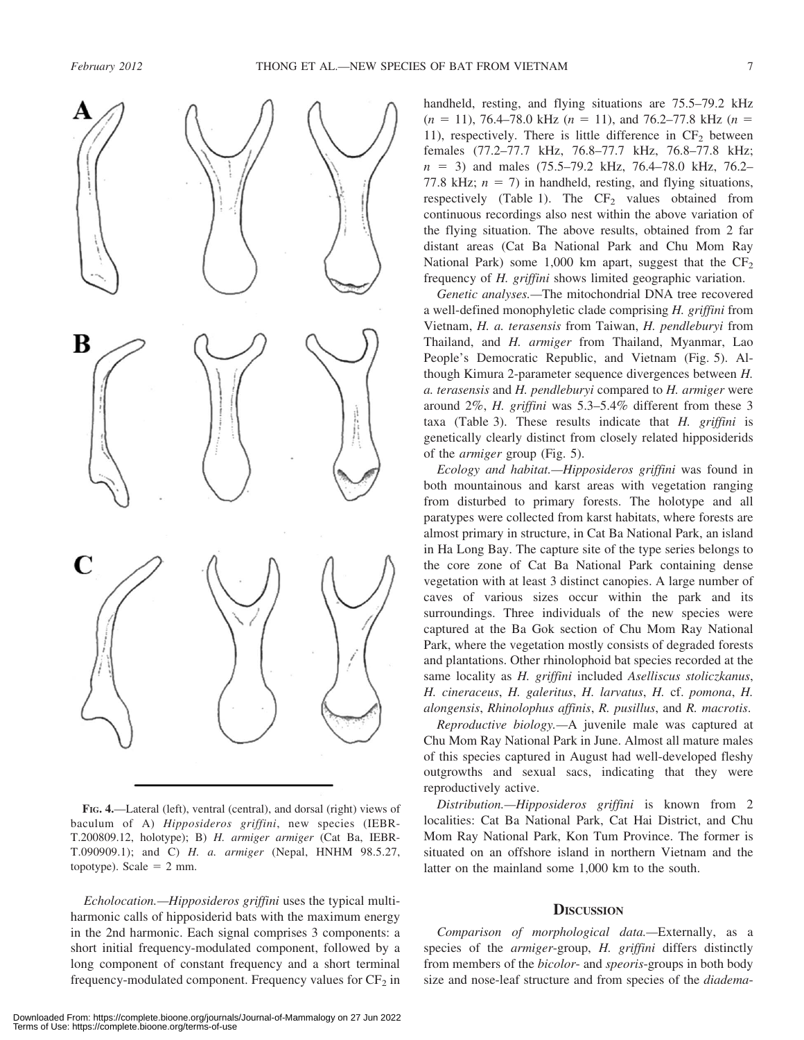FIG. 4.—Lateral (left), ventral (central), and dorsal (right) views of baculum of A) *Hipposideros griffini*, new species (IEBR-T.200809.12, holotype); B) *H. armiger armiger* (Cat Ba, IEBR-T.090909.1); and C) *H. a. armiger* (Nepal, HNHM 98.5.27, topotype). Scale = 2 mm.

*Echolocation.*—*Hipposideros griffini* uses the typical multi-harmonic calls of hipposiderid bats with the maximum energy in the 2nd harmonic. Each signal comprises 3 components: a short initial frequency-modulated component, followed by a long component of constant frequency and a short terminal frequency-modulated component. Frequency values for $CF_2$ in handheld, resting, and flying situations are 75.5–79.2 kHz ($n$ = 11), 76.4–78.0 kHz ($n$ = 11), and 76.2–77.8 kHz ($n$ = 11), respectively. There is little difference in $CF_2$ between females (77.2–77.7 kHz, 76.8–77.7 kHz, 76.8–77.8 kHz; $n$ = 3) and males (75.5–79.2 kHz, 76.4–78.0 kHz, 76.2–77.8 kHz; $n$ = 7) in handheld, resting, and flying situations, respectively (Table 1). The $CF_2$ values obtained from continuous recordings also nest within the above variation of the flying situation. The above results, obtained from 2 far distant areas (Cat Ba National Park and Chu Mom Ray National Park) some 1,000 km apart, suggest that the $CF_2$ frequency of *H. griffini* shows limited geographic variation.

*Genetic analyses.*—The mitochondrial DNA tree recovered a well-defined monophyletic clade comprising *H. griffini* from Vietnam, *H. a. terasensis* from Taiwan, *H. pendleburyi* from Thailand, and *H. armiger* from Thailand, Myanmar, Lao People's Democratic Republic, and Vietnam (Fig. 5). Although Kimura 2-parameter sequence divergences between *H. a. terasensis* and *H. pendleburyi* compared to *H. armiger* were around 2%, *H. griffini* was 5.3–5.4% different from these 3 taxa (Table 3). These results indicate that *H. griffini* is genetically clearly distinct from closely related hipposiderids of the *armiger* group (Fig. 5).

*Ecology and habitat.*—*Hipposideros griffini* was found in both mountainous and karst areas with vegetation ranging from disturbed to primary forests. The holotype and all paratypes were collected from karst habitats, where forests are almost primary in structure, in Cat Ba National Park, an island in Ha Long Bay. The capture site of the type series belongs to the core zone of Cat Ba National Park containing dense vegetation with at least 3 distinct canopies. A large number of caves of various sizes occur within the park and its surroundings. Three individuals of the new species were captured at the Ba Gok section of Chu Mom Ray National Park, where the vegetation mostly consists of degraded forests and plantations. Other rhinolophoid bat species recorded at the same locality as *H. griffini* included *Aselliscus stoliczkanus*, *H. cineraceus*, *H. galeritus*, *H. larvatus*, *H.* cf. *pomona*, *H. alongensis*, *Rhinolophus affinis*, *R. pusillus*, and *R. macrotis*.

*Reproductive biology.*—A juvenile male was captured at Chu Mom Ray National Park in June. Almost all mature males of this species captured in August had well-developed fleshy outgrowths and sexual sacs, indicating that they were reproductively active.

*Distribution.*—*Hipposideros griffini* is known from 2 localities: Cat Ba National Park, Cat Hai District, and Chu Mom Ray National Park, Kon Tum Province. The former is situated on an offshore island in northern Vietnam and the latter on the mainland some 1,000 km to the south.

## DISCUSSION

*Comparison of morphological data.*—Externally, as a species of the *armiger*-group, *H. griffini* differs distinctly from members of the *bicolor*- and *speoris*-groups in both body size and nose-leaf structure and from species of the *diadema*-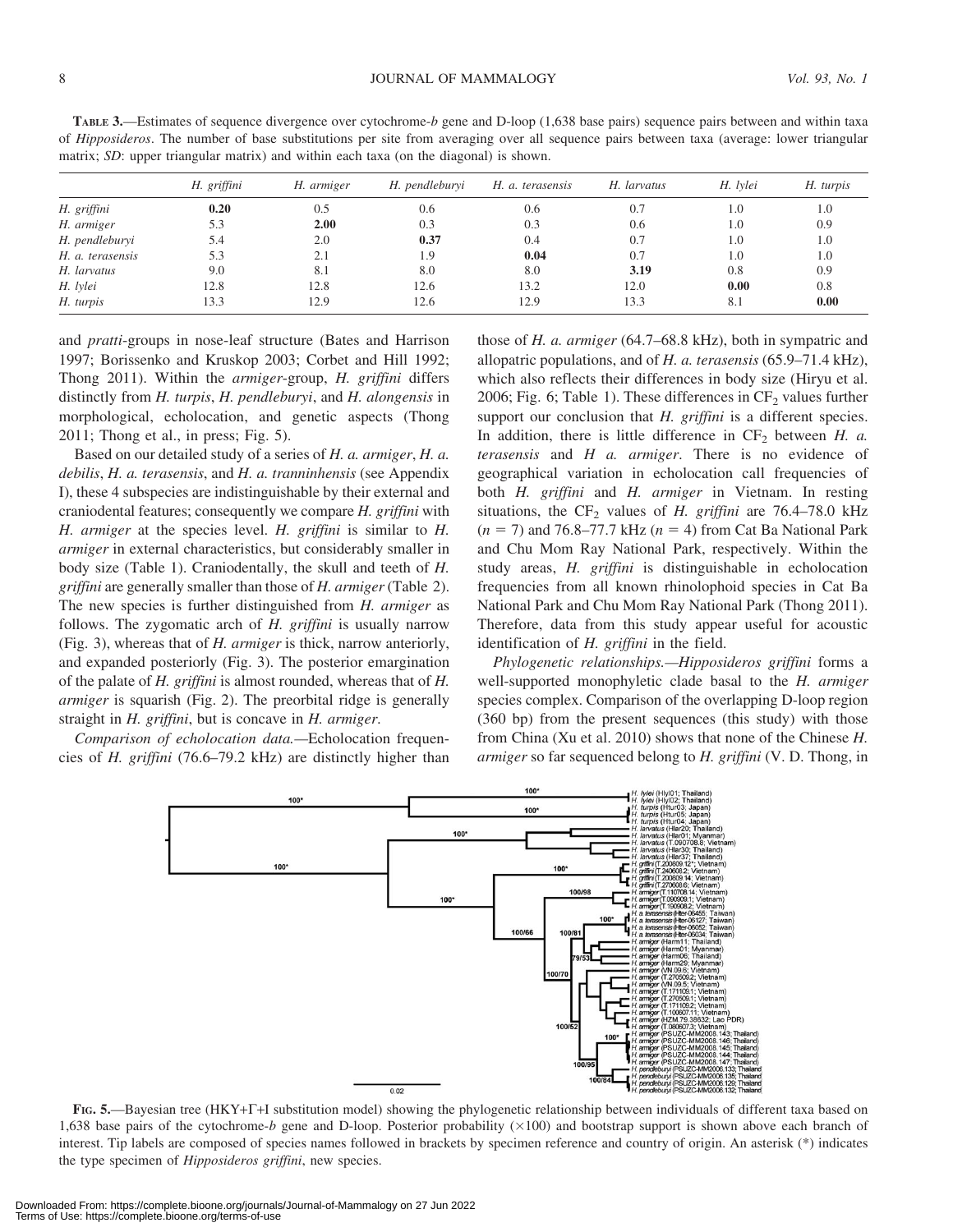**TABLE 3.**—Estimates of sequence divergence over cytochrome-*b* gene and D-loop (1,638 base pairs) sequence pairs between and within taxa of *Hipposideros*. The number of base substitutions per site from averaging over all sequence pairs between taxa (average: lower triangular matrix; *SD*: upper triangular matrix) and within each taxa (on the diagonal) is shown.

| | *H. griffini* | *H. armiger* | *H. pendleburyi* | *H. a. terasensis* | *H. larvatus* | *H. lylei* | *H. turpis* |
|---|---|---|---|---|---|---|---|
| *H. griffini* | **0.20** | 0.5 | 0.6 | 0.6 | 0.7 | 1.0 | 1.0 |
| *H. armiger* | 5.3 | **2.00** | 0.3 | 0.3 | 0.6 | 1.0 | 0.9 |
| *H. pendleburyi* | 5.4 | 2.0 | **0.37** | 0.4 | 0.7 | 1.0 | 1.0 |
| *H. a. terasensis* | 5.3 | 2.1 | 1.9 | **0.04** | 0.7 | 1.0 | 1.0 |
| *H. larvatus* | 9.0 | 8.1 | 8.0 | 8.0 | **3.19** | 0.8 | 0.9 |
| *H. lylei* | 12.8 | 12.8 | 12.6 | 13.2 | 12.0 | **0.00** | 0.8 |
| *H. turpis* | 13.3 | 12.9 | 12.6 | 12.9 | 13.3 | 8.1 | **0.00** |

and *pratti*-groups in nose-leaf structure (Bates and Harrison 1997; Borissenko and Kruskop 2003; Corbet and Hill 1992; Thong 2011). Within the *armiger*-group, *H. griffini* differs distinctly from *H. turpis*, *H. pendleburyi*, and *H. alongensis* in morphological, echolocation, and genetic aspects (Thong 2011; Thong et al., in press; Fig. 5).

Based on our detailed study of a series of *H. a. armiger*, *H. a. debilis*, *H. a. terasensis*, and *H. a. tranninhensis* (see Appendix I), these 4 subspecies are indistinguishable by their external and craniodental features; consequently we compare *H. griffini* with *H. armiger* at the species level. *H. griffini* is similar to *H. armiger* in external characteristics, but considerably smaller in body size (Table 1). Craniodentally, the skull and teeth of *H. griffini* are generally smaller than those of *H. armiger* (Table 2). The new species is further distinguished from *H. armiger* as follows. The zygomatic arch of *H. griffini* is usually narrow (Fig. 3), whereas that of *H. armiger* is thick, narrow anteriorly, and expanded posteriorly (Fig. 3). The posterior emargination of the palate of *H. griffini* is almost rounded, whereas that of *H. armiger* is squarish (Fig. 2). The preorbital ridge is generally straight in *H. griffini*, but is concave in *H. armiger*.

*Comparison of echolocation data.*—Echolocation frequencies of *H. griffini* (76.6–79.2 kHz) are distinctly higher than those of *H. a. armiger* (64.7–68.8 kHz), both in sympatric and allopatric populations, and of *H. a. terasensis* (65.9–71.4 kHz), which also reflects their differences in body size (Hiryu et al. 2006; Fig. 6; Table 1). These differences in $CF_2$ values further support our conclusion that *H. griffini* is a different species. In addition, there is little difference in $CF_2$ between *H. a. terasensis* and *H a. armiger*. There is no evidence of geographical variation in echolocation call frequencies of both *H. griffini* and *H. armiger* in Vietnam. In resting situations, the $CF_2$ values of *H. griffini* are 76.4–78.0 kHz ($n = 7$) and 76.8–77.7 kHz ($n = 4$) from Cat Ba National Park and Chu Mom Ray National Park, respectively. Within the study areas, *H. griffini* is distinguishable in echolocation frequencies from all known rhinolophoid species in Cat Ba National Park and Chu Mom Ray National Park (Thong 2011). Therefore, data from this study appear useful for acoustic identification of *H. griffini* in the field.

*Phylogenetic relationships.*—*Hipposideros griffini* forms a well-supported monophyletic clade basal to the *H. armiger* species complex. Comparison of the overlapping D-loop region (360 bp) from the present sequences (this study) with those from China (Xu et al. 2010) shows that none of the Chinese *H. armiger* so far sequenced belong to *H. griffini* (V. D. Thong, in

**FIG. 5.**—Bayesian tree (HKY+Γ+I substitution model) showing the phylogenetic relationship between individuals of different taxa based on 1,638 base pairs of the cytochrome-*b* gene and D-loop. Posterior probability (×100) and bootstrap support is shown above each branch of interest. Tip labels are composed of species names followed in brackets by specimen reference and country of origin. An asterisk (*) indicates the type specimen of *Hipposideros griffini*, new species.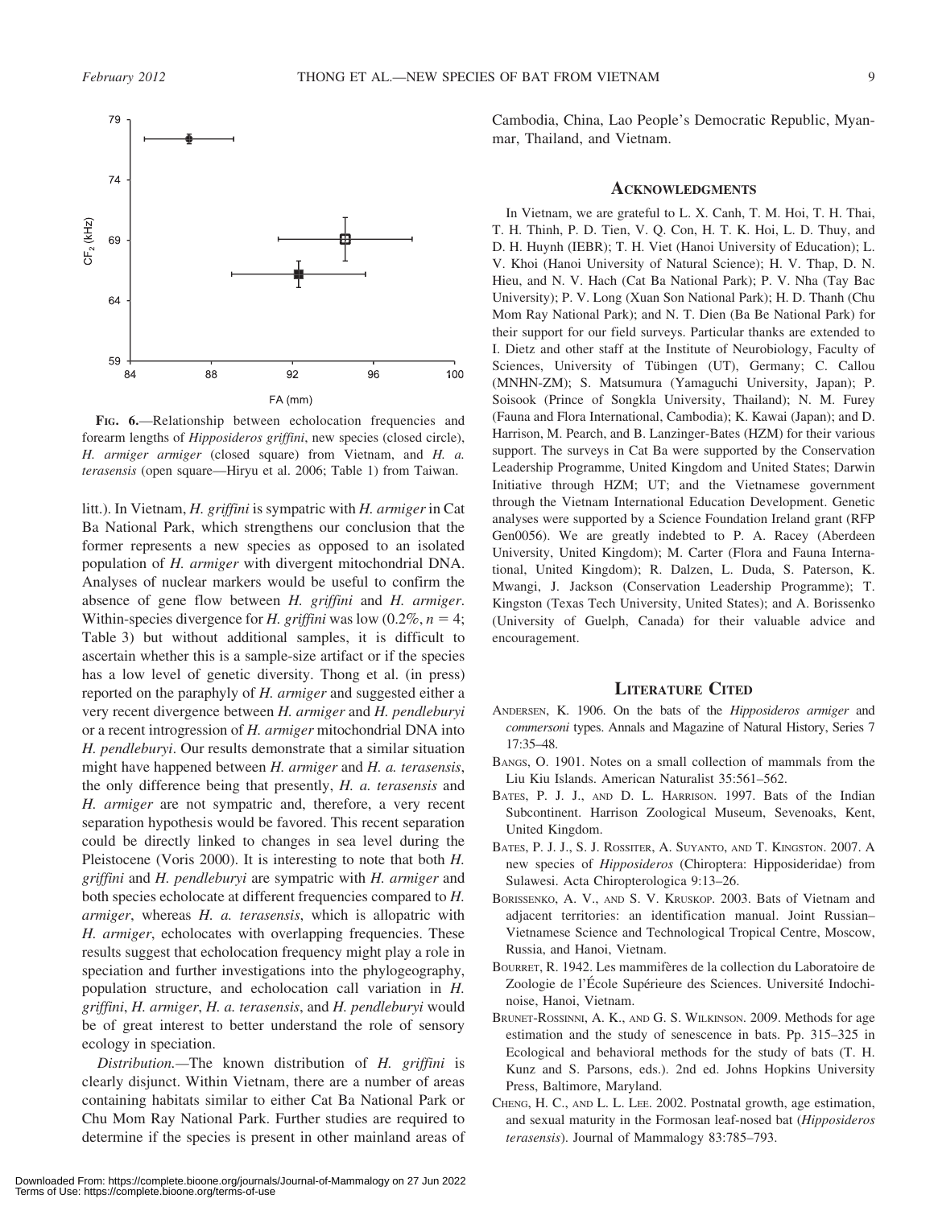FIG. 6.—Relationship between echolocation frequencies and forearm lengths of *Hipposideros griffini*, new species (closed circle), *H. armiger armiger* (closed square) from Vietnam, and *H. a. terasensis* (open square—Hiryu et al. 2006; Table 1) from Taiwan.

litt.). In Vietnam, *H. griffini* is sympatric with *H. armiger* in Cat Ba National Park, which strengthens our conclusion that the former represents a new species as opposed to an isolated population of *H. armiger* with divergent mitochondrial DNA. Analyses of nuclear markers would be useful to confirm the absence of gene flow between *H. griffini* and *H. armiger*. Within-species divergence for *H. griffini* was low (0.2%, $n = 4$; Table 3) but without additional samples, it is difficult to ascertain whether this is a sample-size artifact or if the species has a low level of genetic diversity. Thong et al. (in press) reported on the paraphyly of *H. armiger* and suggested either a very recent divergence between *H. armiger* and *H. pendleburyi* or a recent introgression of *H. armiger* mitochondrial DNA into *H. pendleburyi*. Our results demonstrate that a similar situation might have happened between *H. armiger* and *H. a. terasensis*, the only difference being that presently, *H. a. terasensis* and *H. armiger* are not sympatric and, therefore, a very recent separation hypothesis would be favored. This recent separation could be directly linked to changes in sea level during the Pleistocene (Voris 2000). It is interesting to note that both *H. griffini* and *H. pendleburyi* are sympatric with *H. armiger* and both species echolocate at different frequencies compared to *H. armiger*, whereas *H. a. terasensis*, which is allopatric with *H. armiger*, echolocates with overlapping frequencies. These results suggest that echolocation frequency might play a role in speciation and further investigations into the phylogeography, population structure, and echolocation call variation in *H. griffini*, *H. armiger*, *H. a. terasensis*, and *H. pendleburyi* would be of great interest to better understand the role of sensory ecology in speciation.

*Distribution.*—The known distribution of *H. griffini* is clearly disjunct. Within Vietnam, there are a number of areas containing habitats similar to either Cat Ba National Park or Chu Mom Ray National Park. Further studies are required to determine if the species is present in other mainland areas of Cambodia, China, Lao People's Democratic Republic, Myanmar, Thailand, and Vietnam.

## ACKNOWLEDGMENTS

In Vietnam, we are grateful to L. X. Canh, T. M. Hoi, T. H. Thai, T. H. Thinh, P. D. Tien, V. Q. Con, H. T. K. Hoi, L. D. Thuy, and D. H. Huynh (IEBR); T. H. Viet (Hanoi University of Education); L. V. Khoi (Hanoi University of Natural Science); H. V. Thap, D. N. Hieu, and N. V. Hach (Cat Ba National Park); P. V. Nha (Tay Bac University); P. V. Long (Xuan Son National Park); H. D. Thanh (Chu Mom Ray National Park); and N. T. Dien (Ba Be National Park) for their support for our field surveys. Particular thanks are extended to I. Dietz and other staff at the Institute of Neurobiology, Faculty of Sciences, University of Tübingen (UT), Germany; C. Callou (MNHN-ZM); S. Matsumura (Yamaguchi University, Japan); P. Soisook (Prince of Songkla University, Thailand); N. M. Furey (Fauna and Flora International, Cambodia); K. Kawai (Japan); and D. Harrison, M. Pearch, and B. Lanzinger-Bates (HZM) for their various support. The surveys in Cat Ba were supported by the Conservation Leadership Programme, United Kingdom and United States; Darwin Initiative through HZM; UT; and the Vietnamese government through the Vietnam International Education Development. Genetic analyses were supported by a Science Foundation Ireland grant (RFP Gen0056). We are greatly indebted to P. A. Racey (Aberdeen University, United Kingdom); M. Carter (Flora and Fauna International, United Kingdom); R. Dalzen, L. Duda, S. Paterson, K. Mwangi, J. Jackson (Conservation Leadership Programme); T. Kingston (Texas Tech University, United States); and A. Borissenko (University of Guelph, Canada) for their valuable advice and encouragement.

## LITERATURE CITED

ANDERSEN, K. 1906. On the bats of the *Hipposideros armiger* and *commersoni* types. Annals and Magazine of Natural History, Series 7 17:35–48.

BANGS, O. 1901. Notes on a small collection of mammals from the Liu Kiu Islands. American Naturalist 35:561–562.

BATES, P. J. J., AND D. L. HARRISON. 1997. Bats of the Indian Subcontinent. Harrison Zoological Museum, Sevenoaks, Kent, United Kingdom.

BATES, P. J. J., S. J. ROSSITER, A. SUYANTO, AND T. KINGSTON. 2007. A new species of *Hipposideros* (Chiroptera: Hipposideridae) from Sulawesi. Acta Chiropterologica 9:13–26.

BORISSENKO, A. V., AND S. V. KRUSKOP. 2003. Bats of Vietnam and adjacent territories: an identification manual. Joint Russian–Vietnamese Science and Technological Tropical Centre, Moscow, Russia, and Hanoi, Vietnam.

BOURRET, R. 1942. Les mammifères de la collection du Laboratoire de Zoologie de l'École Supérieure des Sciences. Université Indochinoise, Hanoi, Vietnam.

BRUNET-ROSSINNI, A. K., AND G. S. WILKINSON. 2009. Methods for age estimation and the study of senescence in bats. Pp. 315–325 in Ecological and behavioral methods for the study of bats (T. H. Kunz and S. Parsons, eds.). 2nd ed. Johns Hopkins University Press, Baltimore, Maryland.

CHENG, H. C., AND L. L. LEE. 2002. Postnatal growth, age estimation, and sexual maturity in the Formosan leaf-nosed bat (*Hipposideros terasensis*). Journal of Mammalogy 83:785–793.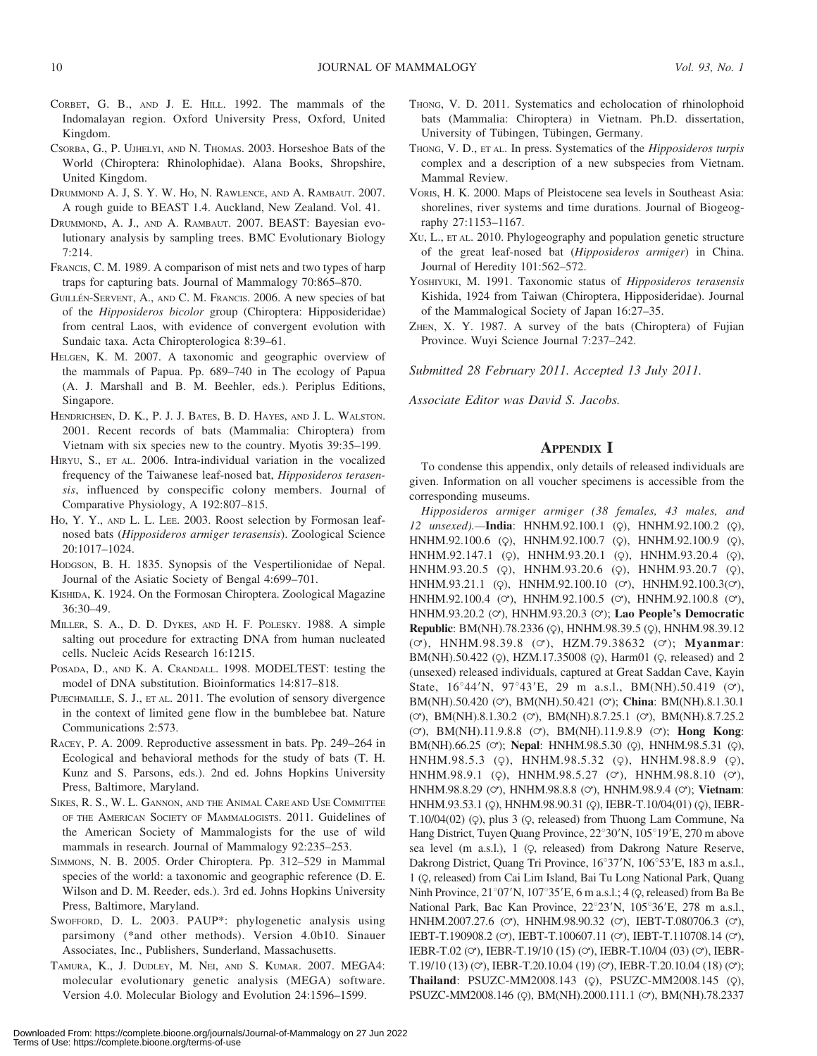CORBET, G. B., AND J. E. HILL. 1992. The mammals of the Indomalayan region. Oxford University Press, Oxford, United Kingdom.

CSORBA, G., P. UJHELYI, AND N. THOMAS. 2003. Horseshoe Bats of the World (Chiroptera: Rhinolophidae). Alana Books, Shropshire, United Kingdom.

DRUMMOND A. J, S. Y. W. HO, N. RAWLENCE, AND A. RAMBAUT. 2007. A rough guide to BEAST 1.4. Auckland, New Zealand. Vol. 41.

DRUMMOND, A. J., AND A. RAMBAUT. 2007. BEAST: Bayesian evolutionary analysis by sampling trees. BMC Evolutionary Biology 7:214.

FRANCIS, C. M. 1989. A comparison of mist nets and two types of harp traps for capturing bats. Journal of Mammalogy 70:865–870.

GUILLÉN-SERVENT, A., AND C. M. FRANCIS. 2006. A new species of bat of the *Hipposideros bicolor* group (Chiroptera: Hipposideridae) from central Laos, with evidence of convergent evolution with Sundaic taxa. Acta Chiropterologica 8:39–61.

HELGEN, K. M. 2007. A taxonomic and geographic overview of the mammals of Papua. Pp. 689–740 in The ecology of Papua (A. J. Marshall and B. M. Beehler, eds.). Periplus Editions, Singapore.

HENDRICHSEN, D. K., P. J. J. BATES, B. D. HAYES, AND J. L. WALSTON. 2001. Recent records of bats (Mammalia: Chiroptera) from Vietnam with six species new to the country. Myotis 39:35–199.

HIRYU, S., ET AL. 2006. Intra-individual variation in the vocalized frequency of the Taiwanese leaf-nosed bat, *Hipposideros terasensis*, influenced by conspecific colony members. Journal of Comparative Physiology, A 192:807–815.

HO, Y. Y., AND L. L. LEE. 2003. Roost selection by Formosan leaf-nosed bats (*Hipposideros armiger terasensis*). Zoological Science 20:1017–1024.

HODGSON, B. H. 1835. Synopsis of the Vespertilionidae of Nepal. Journal of the Asiatic Society of Bengal 4:699–701.

KISHIDA, K. 1924. On the Formosan Chiroptera. Zoological Magazine 36:30–49.

MILLER, S. A., D. D. DYKES, AND H. F. POLESKY. 1988. A simple salting out procedure for extracting DNA from human nucleated cells. Nucleic Acids Research 16:1215.

POSADA, D., AND K. A. CRANDALL. 1998. MODELTEST: testing the model of DNA substitution. Bioinformatics 14:817–818.

PUECHMAILLE, S. J., ET AL. 2011. The evolution of sensory divergence in the context of limited gene flow in the bumblebee bat. Nature Communications 2:573.

RACEY, P. A. 2009. Reproductive assessment in bats. Pp. 249–264 in Ecological and behavioral methods for the study of bats (T. H. Kunz and S. Parsons, eds.). 2nd ed. Johns Hopkins University Press, Baltimore, Maryland.

SIKES, R. S., W. L. GANNON, AND THE ANIMAL CARE AND USE COMMITTEE OF THE AMERICAN SOCIETY OF MAMMALOGISTS. 2011. Guidelines of the American Society of Mammalogists for the use of wild mammals in research. Journal of Mammalogy 92:235–253.

SIMMONS, N. B. 2005. Order Chiroptera. Pp. 312–529 in Mammal species of the world: a taxonomic and geographic reference (D. E. Wilson and D. M. Reeder, eds.). 3rd ed. Johns Hopkins University Press, Baltimore, Maryland.

SWOFFORD, D. L. 2003. PAUP*: phylogenetic analysis using parsimony (*and other methods). Version 4.0b10. Sinauer Associates, Inc., Publishers, Sunderland, Massachusetts.

TAMURA, K., J. DUDLEY, M. NEI, AND S. KUMAR. 2007. MEGA4: molecular evolutionary genetic analysis (MEGA) software. Version 4.0. Molecular Biology and Evolution 24:1596–1599.

THONG, V. D. 2011. Systematics and echolocation of rhinolophoid bats (Mammalia: Chiroptera) in Vietnam. Ph.D. dissertation, University of Tübingen, Tübingen, Germany.

THONG, V. D., ET AL. In press. Systematics of the *Hipposideros turpis* complex and a description of a new subspecies from Vietnam. Mammal Review.

VORIS, H. K. 2000. Maps of Pleistocene sea levels in Southeast Asia: shorelines, river systems and time durations. Journal of Biogeography 27:1153–1167.

XU, L., ET AL. 2010. Phylogeography and population genetic structure of the great leaf-nosed bat (*Hipposideros armiger*) in China. Journal of Heredity 101:562–572.

YOSHIYUKI, M. 1991. Taxonomic status of *Hipposideros terasensis* Kishida, 1924 from Taiwan (Chiroptera, Hipposideridae). Journal of the Mammalogical Society of Japan 16:27–35.

ZHEN, X. Y. 1987. A survey of the bats (Chiroptera) of Fujian Province. Wuyi Science Journal 7:237–242.

*Submitted 28 February 2011. Accepted 13 July 2011.*

*Associate Editor was David S. Jacobs.*

## APPENDIX I

To condense this appendix, only details of released individuals are given. Information on all voucher specimens is accessible from the corresponding museums.

*Hipposideros armiger armiger (38 females, 43 males, and 12 unsexed).*—**India**: HNHM.92.100.1 (♀), HNHM.92.100.2 (♀), HNHM.92.100.6 (♀), HNHM.92.100.7 (♀), HNHM.92.100.9 (♀), HNHM.92.147.1 (♀), HNHM.93.20.1 (♀), HNHM.93.20.4 (♀), HNHM.93.20.5 (♀), HNHM.93.20.6 (♀), HNHM.93.20.7 (♀), HNHM.93.21.1 (♀), HNHM.92.100.10 (♂), HNHM.92.100.3(♂), HNHM.92.100.4 (♂), HNHM.92.100.5 (♂), HNHM.92.100.8 (♂), HNHM.93.20.2 (♂), HNHM.93.20.3 (♂); **Lao People's Democratic Republic**: BM(NH).78.2336 (♀), HNHM.98.39.5 (♀), HNHM.98.39.12 (♂), HNHM.98.39.8 (♂), HZM.79.38632 (♂); **Myanmar**: BM(NH).50.422 (♀), HZM.17.35008 (♀), Harm01 (♀, released) and 2 (unsexed) released individuals, captured at Great Saddan Cave, Kayin State, 16°44′N, 97°43′E, 29 m a.s.l., BM(NH).50.419 (♂), BM(NH).50.420 (♂), BM(NH).50.421 (♂); **China**: BM(NH).8.1.30.1 (♂), BM(NH).8.1.30.2 (♂), BM(NH).8.7.25.1 (♂), BM(NH).8.7.25.2 (♂), BM(NH).11.9.8.8 (♂), BM(NH).11.9.8.9 (♂); **Hong Kong**: BM(NH).66.25 (♂); **Nepal**: HNHM.98.5.30 (♀), HNHM.98.5.31 (♀), HNHM.98.5.3 (♀), HNHM.98.5.32 (♀), HNHM.98.8.9 (♀), HNHM.98.9.1 (♀), HNHM.98.5.27 (♂), HNHM.98.8.10 (♂), HNHM.98.8.29 (♂), HNHM.98.8.8 (♂), HNHM.98.9.4 (♂); **Vietnam**: HNHM.93.53.1 (♀), HNHM.98.90.31 (♀), IEBR-T.10/04(01) (♀), IEBR-T.10/04(02) (♀), plus 3 (♀, released) from Thuong Lam Commune, Na Hang District, Tuyen Quang Province, 22°30′N, 105°19′E, 270 m above sea level (m a.s.l.), 1 (♀, released) from Dakrong Nature Reserve, Dakrong District, Quang Tri Province, 16°37′N, 106°53′E, 183 m a.s.l., 1 (♀, released) from Cai Lim Island, Bai Tu Long National Park, Quang Ninh Province, 21°07′N, 107°35′E, 6 m a.s.l.; 4 (♀, released) from Ba Be National Park, Bac Kan Province, 22°23′N, 105°36′E, 278 m a.s.l., HNHM.2007.27.6 (♂), HNHM.98.90.32 (♂), IEBT-T.080706.3 (♂), IEBT-T.190908.2 (♂), IEBT-T.100607.11 (♂), IEBT-T.110708.14 (♂), IEBR-T.02 (♂), IEBR-T.19/10 (15) (♂), IEBR-T.10/04 (03) (♂), IEBR-T.19/10 (13) (♂), IEBR-T.20.10.04 (19) (♂), IEBR-T.20.10.04 (18) (♂); **Thailand**: PSUZC-MM2008.143 (♀), PSUZC-MM2008.145 (♀), PSUZC-MM2008.146 (♀), BM(NH).2000.111.1 (♂), BM(NH).78.2337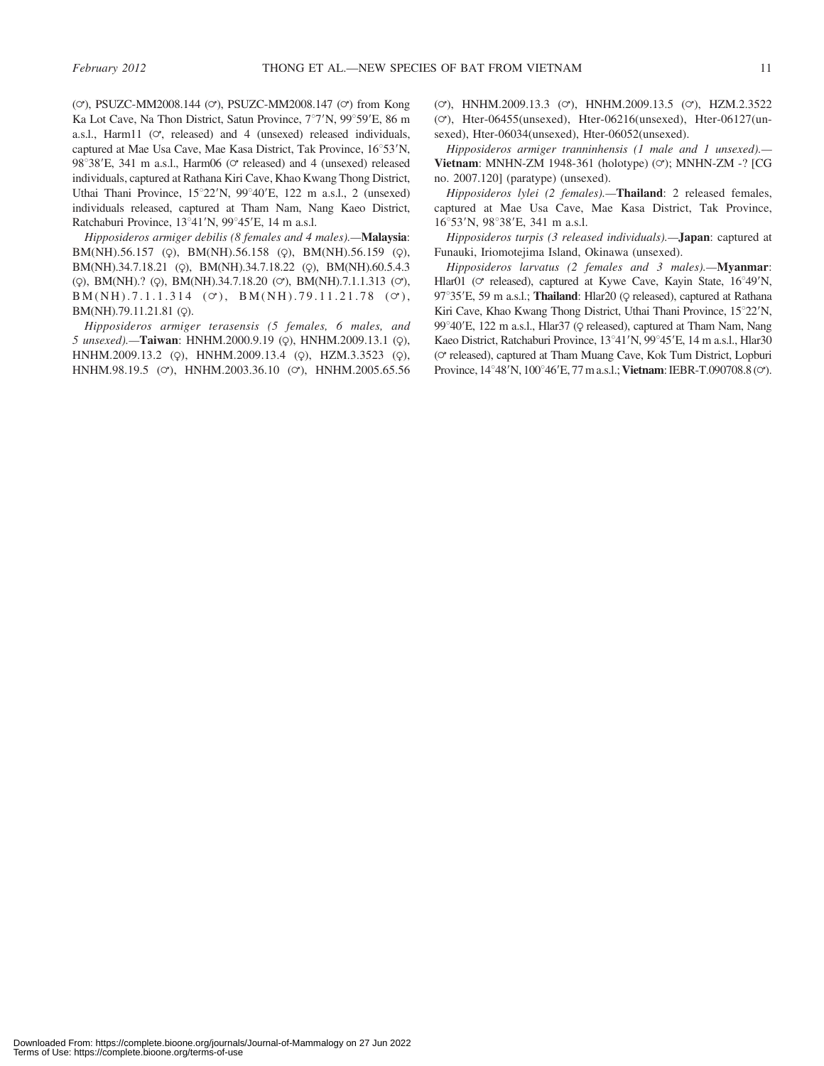(♂), PSUZC-MM2008.144 (♂), PSUZC-MM2008.147 (♂) from Kong Ka Lot Cave, Na Thon District, Satun Province, 7°7′N, 99°59′E, 86 m a.s.l., Harm11 (♂, released) and 4 (unsexed) released individuals, captured at Mae Usa Cave, Mae Kasa District, Tak Province, 16°53′N, 98°38′E, 341 m a.s.l., Harm06 (♂ released) and 4 (unsexed) released individuals, captured at Rathana Kiri Cave, Khao Kwang Thong District, Uthai Thani Province, 15°22′N, 99°40′E, 122 m a.s.l., 2 (unsexed) individuals released, captured at Tham Nam, Nang Kaeo District, Ratchaburi Province, 13°41′N, 99°45′E, 14 m a.s.l.

*Hipposideros armiger debilis (8 females and 4 males).*—**Malaysia**: BM(NH).56.157 (♀), BM(NH).56.158 (♀), BM(NH).56.159 (♀), BM(NH).34.7.18.21 (♀), BM(NH).34.7.18.22 (♀), BM(NH).60.5.4.3 (♀), BM(NH).? (♀), BM(NH).34.7.18.20 (♂), BM(NH).7.1.1.313 (♂), BM(NH).7.1.1.314 (♂), BM(NH).79.11.21.78 (♂), BM(NH).79.11.21.81 (♀).

*Hipposideros armiger terasensis (5 females, 6 males, and 5 unsexed).*—**Taiwan**: HNHM.2000.9.19 (♀), HNHM.2009.13.1 (♀), HNHM.2009.13.2 (♀), HNHM.2009.13.4 (♀), HZM.3.3523 (♀), HNHM.98.19.5 (♂), HNHM.2003.36.10 (♂), HNHM.2005.65.56 (♂), HNHM.2009.13.3 (♂), HNHM.2009.13.5 (♂), HZM.2.3522 (♂), Hter-06455(unsexed), Hter-06216(unsexed), Hter-06127(unsexed), Hter-06034(unsexed), Hter-06052(unsexed).

*Hipposideros armiger tranninhensis (1 male and 1 unsexed).*—**Vietnam**: MNHN-ZM 1948-361 (holotype) (♂); MNHN-ZM -? [CG no. 2007.120] (paratype) (unsexed).

*Hipposideros lylei (2 females).*—**Thailand**: 2 released females, captured at Mae Usa Cave, Mae Kasa District, Tak Province, 16°53′N, 98°38′E, 341 m a.s.l.

*Hipposideros turpis (3 released individuals).*—**Japan**: captured at Funauki, Iriomotejima Island, Okinawa (unsexed).

*Hipposideros larvatus (2 females and 3 males).*—**Myanmar**: Hlar01 (♂ released), captured at Kywe Cave, Kayin State, 16°49′N, 97°35′E, 59 m a.s.l.; **Thailand**: Hlar20 (♀ released), captured at Rathana Kiri Cave, Khao Kwang Thong District, Uthai Thani Province, 15°22′N, 99°40′E, 122 m a.s.l., Hlar37 (♀ released), captured at Tham Nam, Nang Kaeo District, Ratchaburi Province, 13°41′N, 99°45′E, 14 m a.s.l., Hlar30 (♂ released), captured at Tham Muang Cave, Kok Tum District, Lopburi Province, 14°48′N, 100°46′E, 77 m a.s.l.; **Vietnam**: IEBR-T.090708.8 (♂).